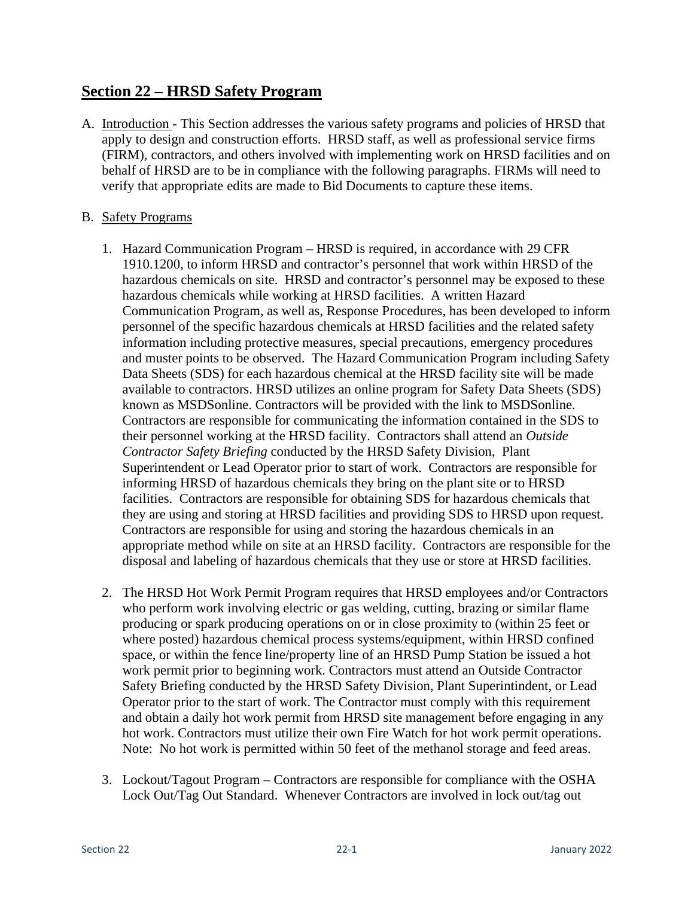## Section 22 – HRSD Safety Program

A. Introduction - This Section addresses the various safety programs and policies of HRSD that apply to design and construction efforts. HRSD staff, as well as professional service firms (FIRM), contractors, and others involved with implementing work on HRSD facilities and on behalf of HRSD are to be in compliance with the following paragraphs. FIRMs will need to verify that appropriate edits are made to Bid Documents to capture these items.

B. Safety Programs

1. Hazard Communication Program – HRSD is required, in accordance with 29 CFR 1910.1200, to inform HRSD and contractor's personnel that work within HRSD of the hazardous chemicals on site. HRSD and contractor's personnel may be exposed to these hazardous chemicals while working at HRSD facilities. A written Hazard Communication Program, as well as, Response Procedures, has been developed to inform personnel of the specific hazardous chemicals at HRSD facilities and the related safety information including protective measures, special precautions, emergency procedures and muster points to be observed. The Hazard Communication Program including Safety Data Sheets (SDS) for each hazardous chemical at the HRSD facility site will be made available to contractors. HRSD utilizes an online program for Safety Data Sheets (SDS) known as MSDSonline. Contractors will be provided with the link to MSDSonline. Contractors are responsible for communicating the information contained in the SDS to their personnel working at the HRSD facility. Contractors shall attend an *Outside Contractor Safety Briefing* conducted by the HRSD Safety Division, Plant Superintendent or Lead Operator prior to start of work. Contractors are responsible for informing HRSD of hazardous chemicals they bring on the plant site or to HRSD facilities. Contractors are responsible for obtaining SDS for hazardous chemicals that they are using and storing at HRSD facilities and providing SDS to HRSD upon request. Contractors are responsible for using and storing the hazardous chemicals in an appropriate method while on site at an HRSD facility. Contractors are responsible for the disposal and labeling of hazardous chemicals that they use or store at HRSD facilities.

2. The HRSD Hot Work Permit Program requires that HRSD employees and/or Contractors who perform work involving electric or gas welding, cutting, brazing or similar flame producing or spark producing operations on or in close proximity to (within 25 feet or where posted) hazardous chemical process systems/equipment, within HRSD confined space, or within the fence line/property line of an HRSD Pump Station be issued a hot work permit prior to beginning work. Contractors must attend an Outside Contractor Safety Briefing conducted by the HRSD Safety Division, Plant Superintindent, or Lead Operator prior to the start of work. The Contractor must comply with this requirement and obtain a daily hot work permit from HRSD site management before engaging in any hot work. Contractors must utilize their own Fire Watch for hot work permit operations. Note: No hot work is permitted within 50 feet of the methanol storage and feed areas.

3. Lockout/Tagout Program – Contractors are responsible for compliance with the OSHA Lock Out/Tag Out Standard. Whenever Contractors are involved in lock out/tag out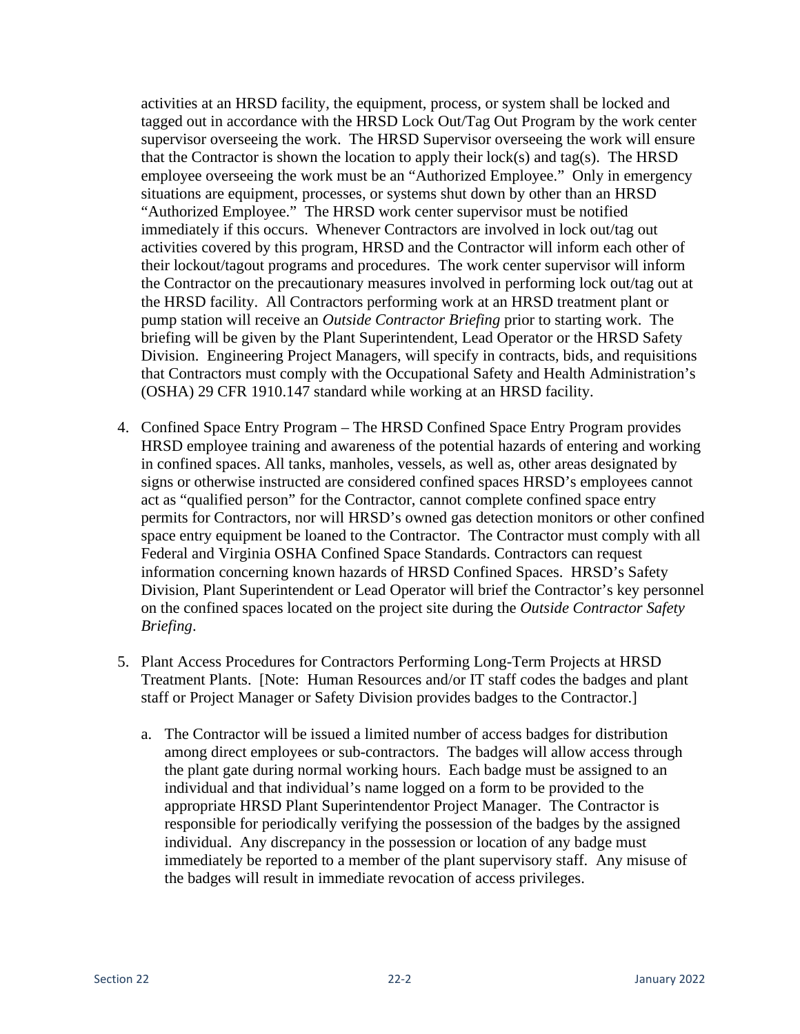activities at an HRSD facility, the equipment, process, or system shall be locked and tagged out in accordance with the HRSD Lock Out/Tag Out Program by the work center supervisor overseeing the work. The HRSD Supervisor overseeing the work will ensure that the Contractor is shown the location to apply their lock(s) and tag(s). The HRSD employee overseeing the work must be an "Authorized Employee." Only in emergency situations are equipment, processes, or systems shut down by other than an HRSD "Authorized Employee." The HRSD work center supervisor must be notified immediately if this occurs. Whenever Contractors are involved in lock out/tag out activities covered by this program, HRSD and the Contractor will inform each other of their lockout/tagout programs and procedures. The work center supervisor will inform the Contractor on the precautionary measures involved in performing lock out/tag out at the HRSD facility. All Contractors performing work at an HRSD treatment plant or pump station will receive an *Outside Contractor Briefing* prior to starting work. The briefing will be given by the Plant Superintendent, Lead Operator or the HRSD Safety Division. Engineering Project Managers, will specify in contracts, bids, and requisitions that Contractors must comply with the Occupational Safety and Health Administration's (OSHA) 29 CFR 1910.147 standard while working at an HRSD facility.

4. Confined Space Entry Program – The HRSD Confined Space Entry Program provides HRSD employee training and awareness of the potential hazards of entering and working in confined spaces. All tanks, manholes, vessels, as well as, other areas designated by signs or otherwise instructed are considered confined spaces HRSD's employees cannot act as "qualified person" for the Contractor, cannot complete confined space entry permits for Contractors, nor will HRSD's owned gas detection monitors or other confined space entry equipment be loaned to the Contractor. The Contractor must comply with all Federal and Virginia OSHA Confined Space Standards. Contractors can request information concerning known hazards of HRSD Confined Spaces. HRSD's Safety Division, Plant Superintendent or Lead Operator will brief the Contractor's key personnel on the confined spaces located on the project site during the *Outside Contractor Safety Briefing*.

5. Plant Access Procedures for Contractors Performing Long-Term Projects at HRSD Treatment Plants. [Note: Human Resources and/or IT staff codes the badges and plant staff or Project Manager or Safety Division provides badges to the Contractor.]

   a. The Contractor will be issued a limited number of access badges for distribution among direct employees or sub-contractors. The badges will allow access through the plant gate during normal working hours. Each badge must be assigned to an individual and that individual's name logged on a form to be provided to the appropriate HRSD Plant Superintendentor Project Manager. The Contractor is responsible for periodically verifying the possession of the badges by the assigned individual. Any discrepancy in the possession or location of any badge must immediately be reported to a member of the plant supervisory staff. Any misuse of the badges will result in immediate revocation of access privileges.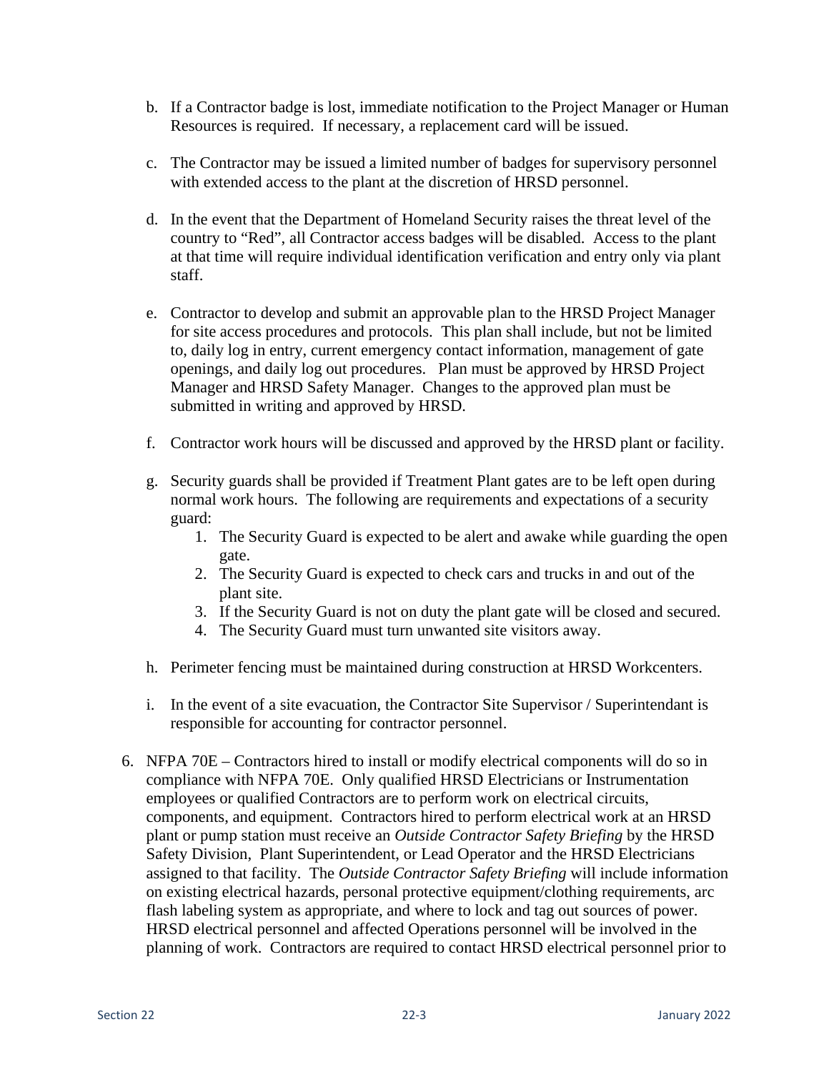b. If a Contractor badge is lost, immediate notification to the Project Manager or Human Resources is required. If necessary, a replacement card will be issued.

c. The Contractor may be issued a limited number of badges for supervisory personnel with extended access to the plant at the discretion of HRSD personnel.

d. In the event that the Department of Homeland Security raises the threat level of the country to "Red", all Contractor access badges will be disabled. Access to the plant at that time will require individual identification verification and entry only via plant staff.

e. Contractor to develop and submit an approvable plan to the HRSD Project Manager for site access procedures and protocols. This plan shall include, but not be limited to, daily log in entry, current emergency contact information, management of gate openings, and daily log out procedures. Plan must be approved by HRSD Project Manager and HRSD Safety Manager. Changes to the approved plan must be submitted in writing and approved by HRSD.

f. Contractor work hours will be discussed and approved by the HRSD plant or facility.

g. Security guards shall be provided if Treatment Plant gates are to be left open during normal work hours. The following are requirements and expectations of a security guard:
   1. The Security Guard is expected to be alert and awake while guarding the open gate.
   2. The Security Guard is expected to check cars and trucks in and out of the plant site.
   3. If the Security Guard is not on duty the plant gate will be closed and secured.
   4. The Security Guard must turn unwanted site visitors away.

h. Perimeter fencing must be maintained during construction at HRSD Workcenters.

i. In the event of a site evacuation, the Contractor Site Supervisor / Superintendant is responsible for accounting for contractor personnel.

6. NFPA 70E – Contractors hired to install or modify electrical components will do so in compliance with NFPA 70E. Only qualified HRSD Electricians or Instrumentation employees or qualified Contractors are to perform work on electrical circuits, components, and equipment. Contractors hired to perform electrical work at an HRSD plant or pump station must receive an *Outside Contractor Safety Briefing* by the HRSD Safety Division, Plant Superintendent, or Lead Operator and the HRSD Electricians assigned to that facility. The *Outside Contractor Safety Briefing* will include information on existing electrical hazards, personal protective equipment/clothing requirements, arc flash labeling system as appropriate, and where to lock and tag out sources of power. HRSD electrical personnel and affected Operations personnel will be involved in the planning of work. Contractors are required to contact HRSD electrical personnel prior to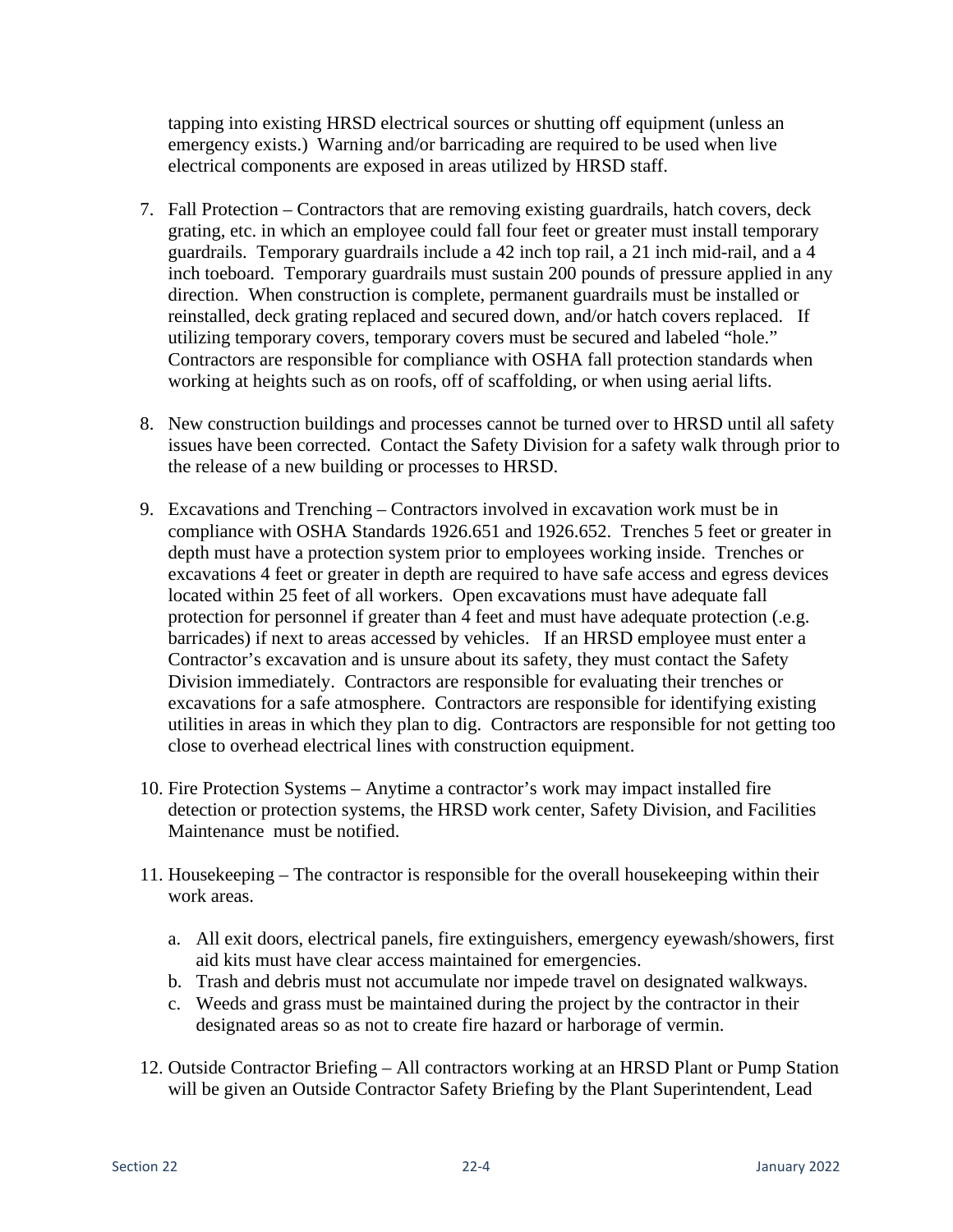tapping into existing HRSD electrical sources or shutting off equipment (unless an emergency exists.) Warning and/or barricading are required to be used when live electrical components are exposed in areas utilized by HRSD staff.

7. Fall Protection – Contractors that are removing existing guardrails, hatch covers, deck grating, etc. in which an employee could fall four feet or greater must install temporary guardrails. Temporary guardrails include a 42 inch top rail, a 21 inch mid-rail, and a 4 inch toeboard. Temporary guardrails must sustain 200 pounds of pressure applied in any direction. When construction is complete, permanent guardrails must be installed or reinstalled, deck grating replaced and secured down, and/or hatch covers replaced. If utilizing temporary covers, temporary covers must be secured and labeled "hole." Contractors are responsible for compliance with OSHA fall protection standards when working at heights such as on roofs, off of scaffolding, or when using aerial lifts.

8. New construction buildings and processes cannot be turned over to HRSD until all safety issues have been corrected. Contact the Safety Division for a safety walk through prior to the release of a new building or processes to HRSD.

9. Excavations and Trenching – Contractors involved in excavation work must be in compliance with OSHA Standards 1926.651 and 1926.652. Trenches 5 feet or greater in depth must have a protection system prior to employees working inside. Trenches or excavations 4 feet or greater in depth are required to have safe access and egress devices located within 25 feet of all workers. Open excavations must have adequate fall protection for personnel if greater than 4 feet and must have adequate protection (.e.g. barricades) if next to areas accessed by vehicles. If an HRSD employee must enter a Contractor's excavation and is unsure about its safety, they must contact the Safety Division immediately. Contractors are responsible for evaluating their trenches or excavations for a safe atmosphere. Contractors are responsible for identifying existing utilities in areas in which they plan to dig. Contractors are responsible for not getting too close to overhead electrical lines with construction equipment.

10. Fire Protection Systems – Anytime a contractor's work may impact installed fire detection or protection systems, the HRSD work center, Safety Division, and Facilities Maintenance must be notified.

11. Housekeeping – The contractor is responsible for the overall housekeeping within their work areas.

    a. All exit doors, electrical panels, fire extinguishers, emergency eyewash/showers, first aid kits must have clear access maintained for emergencies.
    b. Trash and debris must not accumulate nor impede travel on designated walkways.
    c. Weeds and grass must be maintained during the project by the contractor in their designated areas so as not to create fire hazard or harborage of vermin.

12. Outside Contractor Briefing – All contractors working at an HRSD Plant or Pump Station will be given an Outside Contractor Safety Briefing by the Plant Superintendent, Lead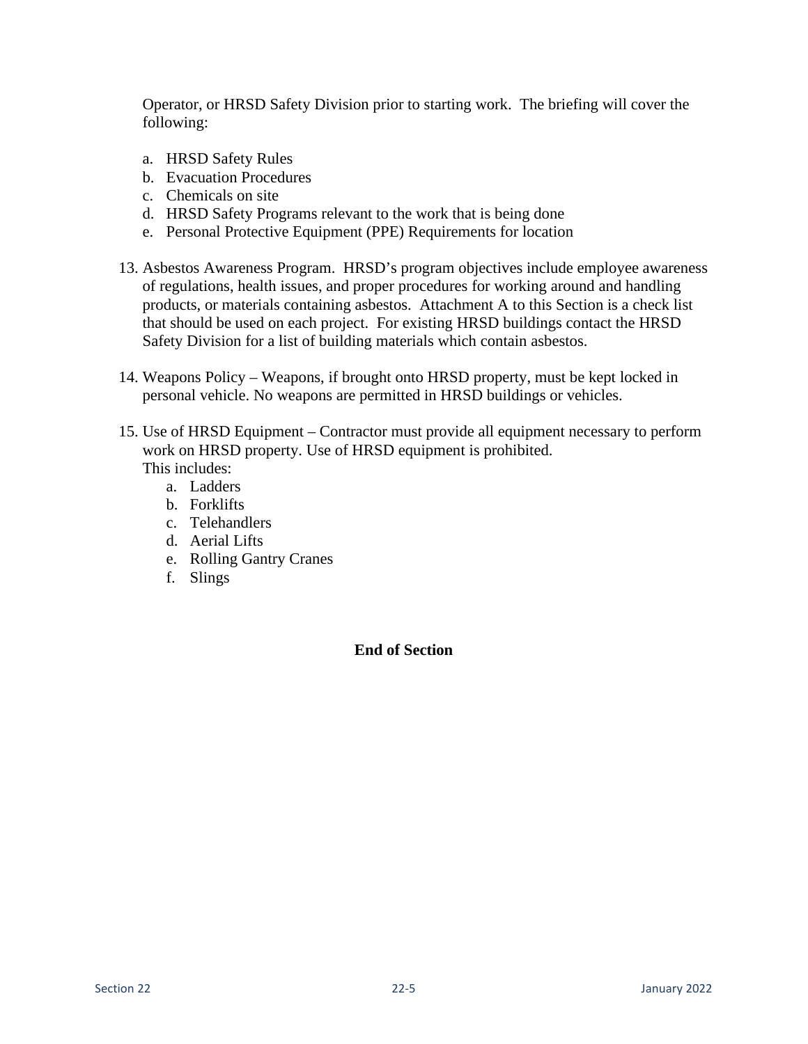Operator, or HRSD Safety Division prior to starting work. The briefing will cover the following:

a. HRSD Safety Rules
b. Evacuation Procedures
c. Chemicals on site
d. HRSD Safety Programs relevant to the work that is being done
e. Personal Protective Equipment (PPE) Requirements for location

13. Asbestos Awareness Program. HRSD's program objectives include employee awareness of regulations, health issues, and proper procedures for working around and handling products, or materials containing asbestos. Attachment A to this Section is a check list that should be used on each project. For existing HRSD buildings contact the HRSD Safety Division for a list of building materials which contain asbestos.

14. Weapons Policy – Weapons, if brought onto HRSD property, must be kept locked in personal vehicle. No weapons are permitted in HRSD buildings or vehicles.

15. Use of HRSD Equipment – Contractor must provide all equipment necessary to perform work on HRSD property. Use of HRSD equipment is prohibited.
    This includes:
    a. Ladders
    b. Forklifts
    c. Telehandlers
    d. Aerial Lifts
    e. Rolling Gantry Cranes
    f. Slings

**End of Section**